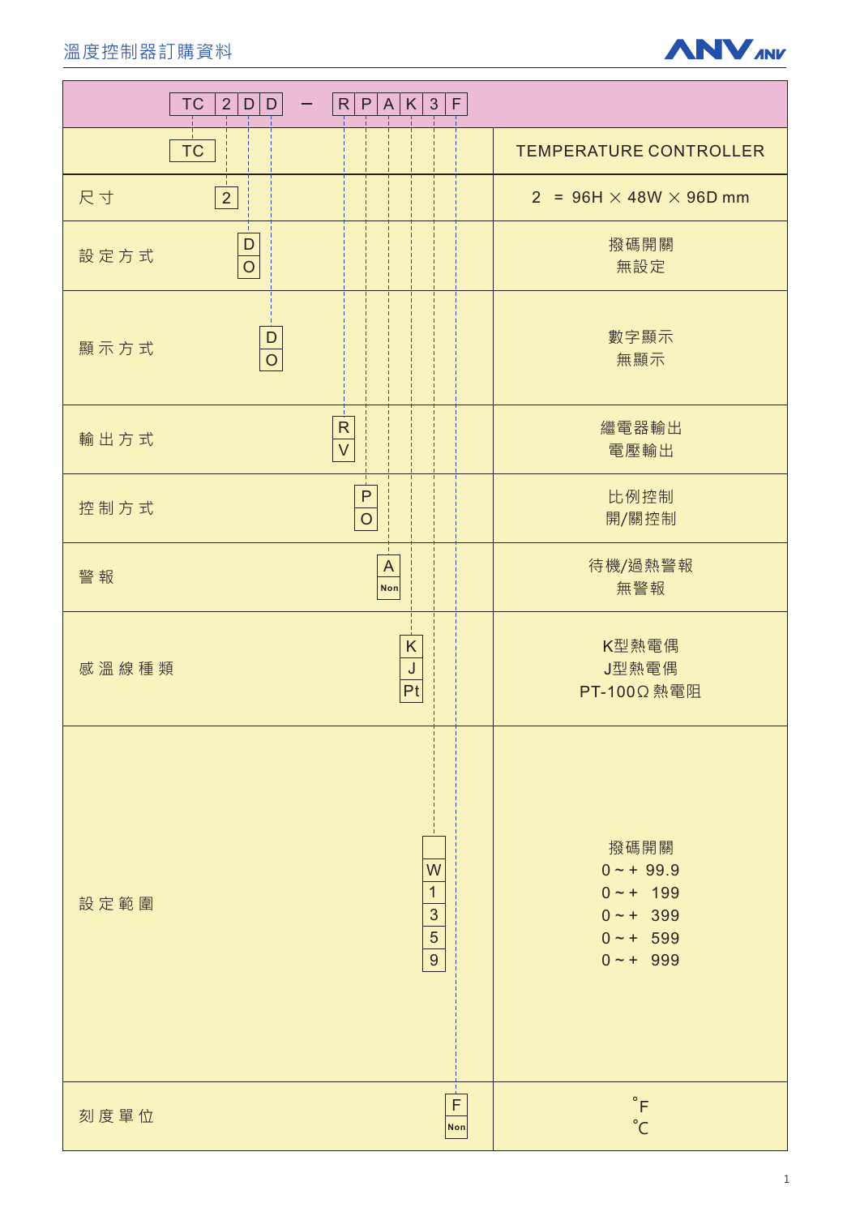# 溫度控制器訂購資料

**TC 2 D D − R P A K 3 F**

| 項目 | 代碼 | 說明 |
|---|---|---|
| | TC | TEMPERATURE CONTROLLER |
| 尺寸 | 2 | 2 = 96H × 48W × 96D mm |
| 設定方式 | D<br>O | 撥碼開關<br>無設定 |
| 顯示方式 | D<br>O | 數字顯示<br>無顯示 |
| 輸出方式 | R<br>V | 繼電器輸出<br>電壓輸出 |
| 控制方式 | P<br>O | 比例控制<br>開/關控制 |
| 警報 | A<br>Non | 待機/過熱警報<br>無警報 |
| 感溫線種類 | K<br>J<br>Pt | K型熱電偶<br>J型熱電偶<br>PT-100Ω 熱電阻 |
| 設定範圍 | <br>W<br>1<br>3<br>5<br>9 | 撥碼開關<br>0 ~ + 99.9<br>0 ~ + 199<br>0 ~ + 399<br>0 ~ + 599<br>0 ~ + 999 |
| 刻度單位 | F<br>Non | °F<br>°C |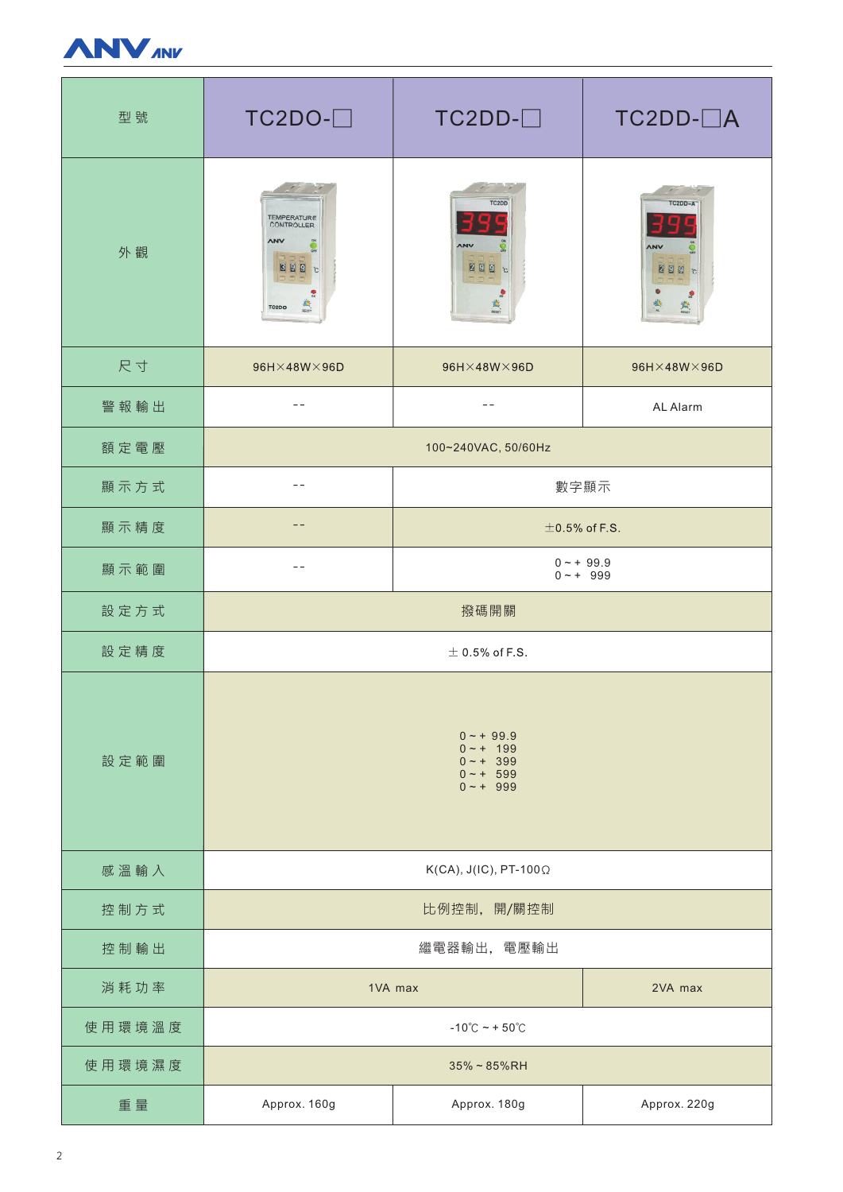| 型號 | TC2DO-□ | TC2DD-□ | TC2DD-□A |
|---|---|---|---|
| 外觀 | | | |
| 尺寸 | 96H×48W×96D | 96H×48W×96D | 96H×48W×96D |
| 警報輸出 | -- | -- | AL Alarm |
| 額定電壓 | 100~240VAC, 50/60Hz | | |
| 顯示方式 | -- | 數字顯示 | |
| 顯示精度 | -- | ±0.5% of F.S. | |
| 顯示範圍 | -- | 0 ~ + 99.9<br>0 ~ + 999 | |
| 設定方式 | 撥碼開關 | | |
| 設定精度 | ± 0.5% of F.S. | | |
| 設定範圍 | 0 ~ + 99.9<br>0 ~ + 199<br>0 ~ + 399<br>0 ~ + 599<br>0 ~ + 999 | | |
| 感溫輸入 | K(CA), J(IC), PT-100Ω | | |
| 控制方式 | 比例控制，開/關控制 | | |
| 控制輸出 | 繼電器輸出，電壓輸出 | | |
| 消耗功率 | 1VA max | | 2VA max |
| 使用環境溫度 | -10℃ ~ + 50℃ | | |
| 使用環境濕度 | 35% ~ 85%RH | | |
| 重量 | Approx. 160g | Approx. 180g | Approx. 220g |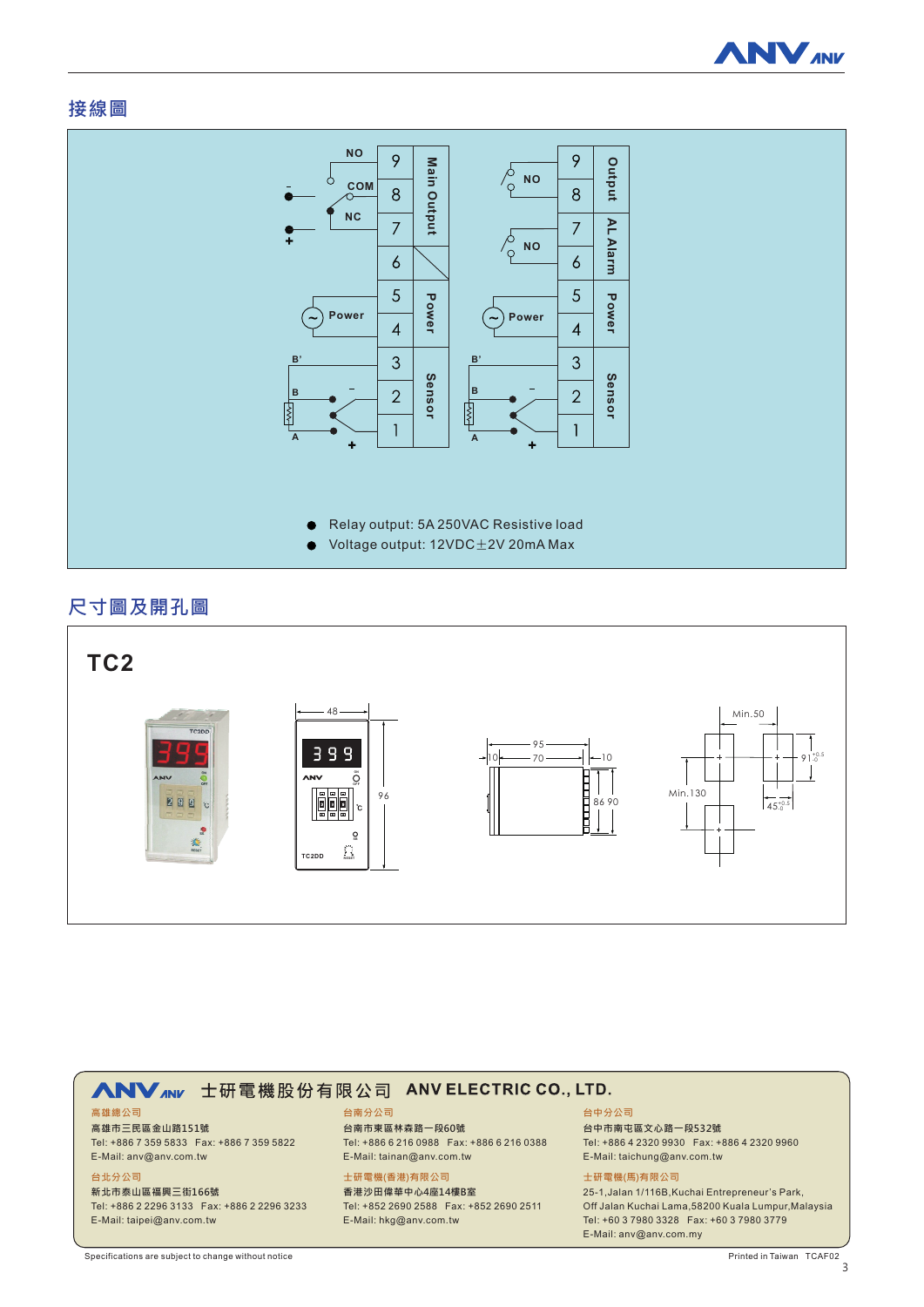## 接線圖

NO
COM
NC
9
8
7
6
5
4
3
2
1
Main Output
Power
Sensor
Power
B'
B
A

NO
NO
9
8
7
6
5
4
3
2
1
Output
AL Alarm
Power
Sensor
Power
B'
B
A

- Relay output: 5A 250VAC Resistive load
- Voltage output: 12VDC±2V 20mA Max

## 尺寸圖及開孔圖

### TC2

48
96
95
70
10
10
86 90
Min.50
Min.130
$91^{+0.5}_{0}$
$45^{+0.5}_{0}$

---

**ANV 士研電機股份有限公司 ANV ELECTRIC CO., LTD.**

**高雄總公司**
高雄市三民區金山路151號
Tel: +886 7 359 5833 Fax: +886 7 359 5822
E-Mail: anv@anv.com.tw

**台南分公司**
台南市東區林森路一段60號
Tel: +886 6 216 0988 Fax: +886 6 216 0388
E-Mail: tainan@anv.com.tw

**台中分公司**
台中市南屯區文心路一段532號
Tel: +886 4 2320 9930 Fax: +886 4 2320 9960
E-Mail: taichung@anv.com.tw

**台北分公司**
新北市泰山區福興三街166號
Tel: +886 2 2296 3133 Fax: +886 2 2296 3233
E-Mail: taipei@anv.com.tw

**士研電機(香港)有限公司**
香港沙田偉華中心4座14樓B室
Tel: +852 2690 2588 Fax: +852 2690 2511
E-Mail: hkg@anv.com.tw

**士研電機(馬)有限公司**
25-1,Jalan 1/116B,Kuchai Entrepreneur's Park,
Off Jalan Kuchai Lama,58200 Kuala Lumpur,Malaysia
Tel: +60 3 7980 3328 Fax: +60 3 7980 3779
E-Mail: anv@anv.com.my

Specifications are subject to change without notice

Printed in Taiwan TCAF02